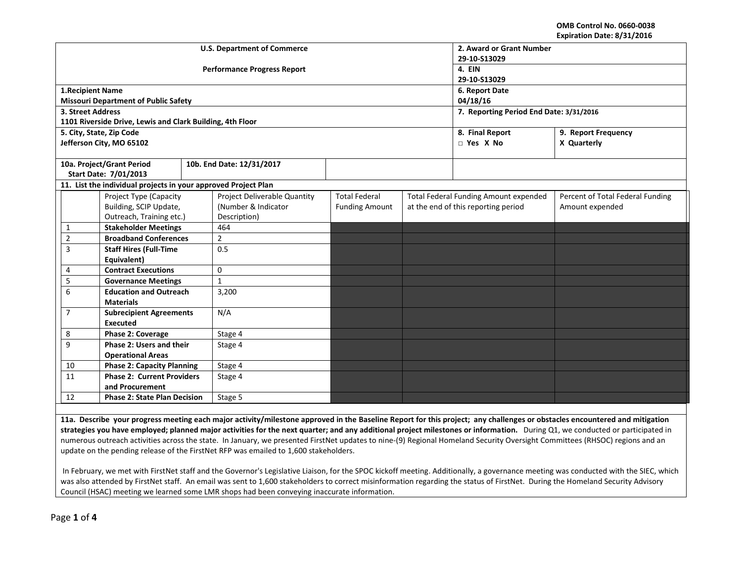OMB Control No. 0660-0038
Expiration Date: 8/31/2016

| U.S. Department of Commerce<br>Performance Progress Report | 2. Award or Grant Number<br>29-10-S13029 | |
|---|---|---|
| | 4. EIN<br>29-10-S13029 | |
| 1.Recipient Name<br>Missouri Department of Public Safety | 6. Report Date<br>04/18/16 | |
| 3. Street Address<br>1101 Riverside Drive, Lewis and Clark Building, 4th Floor | 7. Reporting Period End Date: 3/31/2016 | |
| 5. City, State, Zip Code<br>Jefferson City, MO 65102 | 8. Final Report<br>□ Yes X No | 9. Report Frequency<br>X Quarterly |
| 10a. Project/Grant Period Start Date: 7/01/2013 | 10b. End Date: 12/31/2017 | |

**11. List the individual projects in your approved Project Plan**

| | Project Type (Capacity Building, SCIP Update, Outreach, Training etc.) | Project Deliverable Quantity (Number & Indicator Description) | Total Federal Funding Amount | Total Federal Funding Amount expended at the end of this reporting period | Percent of Total Federal Funding Amount expended |
|---|---|---|---|---|---|
| 1 | **Stakeholder Meetings** | 464 | | | |
| 2 | **Broadband Conferences** | 2 | | | |
| 3 | **Staff Hires (Full-Time Equivalent)** | 0.5 | | | |
| 4 | **Contract Executions** | 0 | | | |
| 5 | **Governance Meetings** | 1 | | | |
| 6 | **Education and Outreach Materials** | 3,200 | | | |
| 7 | **Subrecipient Agreements Executed** | N/A | | | |
| 8 | **Phase 2: Coverage** | Stage 4 | | | |
| 9 | **Phase 2: Users and their Operational Areas** | Stage 4 | | | |
| 10 | **Phase 2: Capacity Planning** | Stage 4 | | | |
| 11 | **Phase 2: Current Providers and Procurement** | Stage 4 | | | |
| 12 | **Phase 2: State Plan Decision** | Stage 5 | | | |

**11a. Describe your progress meeting each major activity/milestone approved in the Baseline Report for this project; any challenges or obstacles encountered and mitigation strategies you have employed; planned major activities for the next quarter; and any additional project milestones or information.** During Q1, we conducted or participated in numerous outreach activities across the state. In January, we presented FirstNet updates to nine-(9) Regional Homeland Security Oversight Committees (RHSOC) regions and an update on the pending release of the FirstNet RFP was emailed to 1,600 stakeholders.

In February, we met with FirstNet staff and the Governor's Legislative Liaison, for the SPOC kickoff meeting. Additionally, a governance meeting was conducted with the SIEC, which was also attended by FirstNet staff. An email was sent to 1,600 stakeholders to correct misinformation regarding the status of FirstNet. During the Homeland Security Advisory Council (HSAC) meeting we learned some LMR shops had been conveying inaccurate information.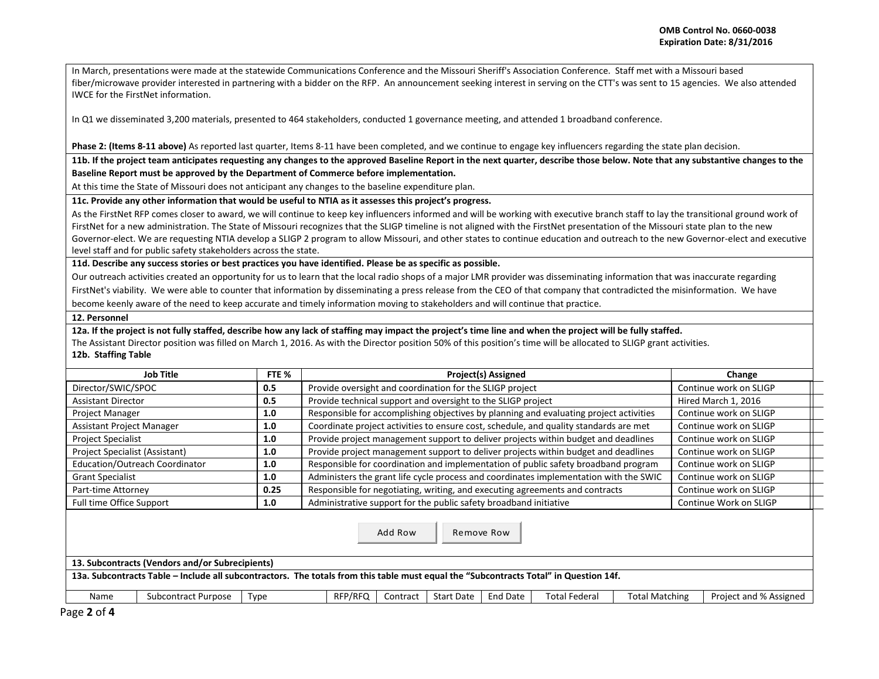In March, presentations were made at the statewide Communications Conference and the Missouri Sheriff's Association Conference. Staff met with a Missouri based fiber/microwave provider interested in partnering with a bidder on the RFP. An announcement seeking interest in serving on the CTT's was sent to 15 agencies. We also attended IWCE for the FirstNet information.

In Q1 we disseminated 3,200 materials, presented to 464 stakeholders, conducted 1 governance meeting, and attended 1 broadband conference.

**Phase 2: (Items 8-11 above)** As reported last quarter, Items 8-11 have been completed, and we continue to engage key influencers regarding the state plan decision.

**11b. If the project team anticipates requesting any changes to the approved Baseline Report in the next quarter, describe those below. Note that any substantive changes to the Baseline Report must be approved by the Department of Commerce before implementation.**

At this time the State of Missouri does not anticipant any changes to the baseline expenditure plan.

**11c. Provide any other information that would be useful to NTIA as it assesses this project's progress.**

As the FirstNet RFP comes closer to award, we will continue to keep key influencers informed and will be working with executive branch staff to lay the transitional ground work of FirstNet for a new administration. The State of Missouri recognizes that the SLIGP timeline is not aligned with the FirstNet presentation of the Missouri state plan to the new Governor-elect. We are requesting NTIA develop a SLIGP 2 program to allow Missouri, and other states to continue education and outreach to the new Governor-elect and executive level staff and for public safety stakeholders across the state.

**11d. Describe any success stories or best practices you have identified. Please be as specific as possible.**

Our outreach activities created an opportunity for us to learn that the local radio shops of a major LMR provider was disseminating information that was inaccurate regarding FirstNet's viability. We were able to counter that information by disseminating a press release from the CEO of that company that contradicted the misinformation. We have become keenly aware of the need to keep accurate and timely information moving to stakeholders and will continue that practice.

**12. Personnel**

**12a. If the project is not fully staffed, describe how any lack of staffing may impact the project's time line and when the project will be fully staffed.**

The Assistant Director position was filled on March 1, 2016. As with the Director position 50% of this position's time will be allocated to SLIGP grant activities.

**12b. Staffing Table**

| Job Title | FTE % | Project(s) Assigned | Change |
|---|---|---|---|
| Director/SWIC/SPOC | 0.5 | Provide oversight and coordination for the SLIGP project | Continue work on SLIGP |
| Assistant Director | 0.5 | Provide technical support and oversight to the SLIGP project | Hired March 1, 2016 |
| Project Manager | 1.0 | Responsible for accomplishing objectives by planning and evaluating project activities | Continue work on SLIGP |
| Assistant Project Manager | 1.0 | Coordinate project activities to ensure cost, schedule, and quality standards are met | Continue work on SLIGP |
| Project Specialist | 1.0 | Provide project management support to deliver projects within budget and deadlines | Continue work on SLIGP |
| Project Specialist (Assistant) | 1.0 | Provide project management support to deliver projects within budget and deadlines | Continue work on SLIGP |
| Education/Outreach Coordinator | 1.0 | Responsible for coordination and implementation of public safety broadband program | Continue work on SLIGP |
| Grant Specialist | 1.0 | Administers the grant life cycle process and coordinates implementation with the SWIC | Continue work on SLIGP |
| Part-time Attorney | 0.25 | Responsible for negotiating, writing, and executing agreements and contracts | Continue work on SLIGP |
| Full time Office Support | 1.0 | Administrative support for the public safety broadband initiative | Continue Work on SLIGP |

**13. Subcontracts (Vendors and/or Subrecipients)**

**13a. Subcontracts Table – Include all subcontractors. The totals from this table must equal the "Subcontracts Total" in Question 14f.**

| Name | Subcontract Purpose | Type | RFP/RFQ | Contract | Start Date | End Date | Total Federal | Total Matching | Project and % Assigned |
|---|---|---|---|---|---|---|---|---|---|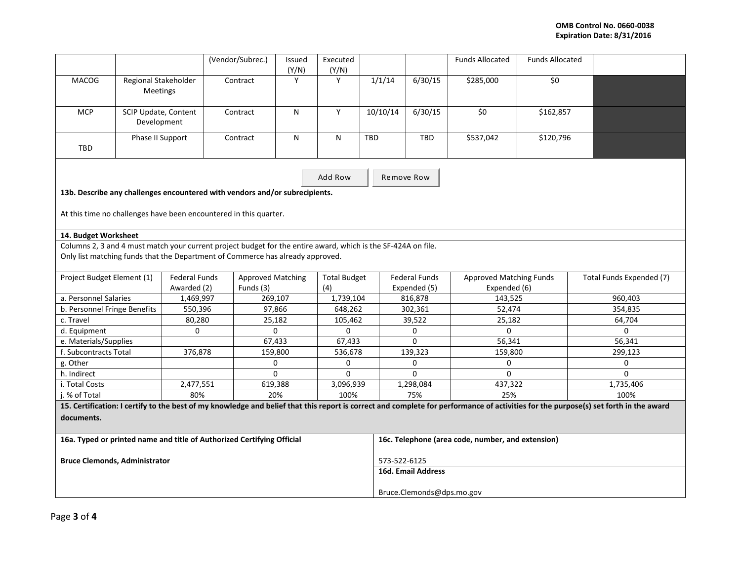|  |  | (Vendor/Subrec.) | Issued (Y/N) | Executed (Y/N) |  |  | Funds Allocated | Funds Allocated |  |
|---|---|---|---|---|---|---|---|---|---|
| MACOG | Regional Stakeholder Meetings | Contract | Y | Y | 1/1/14 | 6/30/15 | $285,000 | $0 |  |
| MCP | SCIP Update, Content Development | Contract | N | Y | 10/10/14 | 6/30/15 | $0 | $162,857 |  |
| TBD | Phase II Support | Contract | N | N | TBD | TBD | $537,042 | $120,796 |  |

**13b. Describe any challenges encountered with vendors and/or subrecipients.**

At this time no challenges have been encountered in this quarter.

**14. Budget Worksheet**

Columns 2, 3 and 4 must match your current project budget for the entire award, which is the SF-424A on file.
Only list matching funds that the Department of Commerce has already approved.

| Project Budget Element (1) | Federal Funds Awarded (2) | Approved Matching Funds (3) | Total Budget (4) | Federal Funds Expended (5) | Approved Matching Funds Expended (6) | Total Funds Expended (7) |
|---|---|---|---|---|---|---|
| a. Personnel Salaries | 1,469,997 | 269,107 | 1,739,104 | 816,878 | 143,525 | 960,403 |
| b. Personnel Fringe Benefits | 550,396 | 97,866 | 648,262 | 302,361 | 52,474 | 354,835 |
| c. Travel | 80,280 | 25,182 | 105,462 | 39,522 | 25,182 | 64,704 |
| d. Equipment | 0 | 0 | 0 | 0 | 0 | 0 |
| e. Materials/Supplies |  | 67,433 | 67,433 | 0 | 56,341 | 56,341 |
| f. Subcontracts Total | 376,878 | 159,800 | 536,678 | 139,323 | 159,800 | 299,123 |
| g. Other |  | 0 | 0 | 0 | 0 | 0 |
| h. Indirect |  | 0 | 0 | 0 | 0 | 0 |
| i. Total Costs | 2,477,551 | 619,388 | 3,096,939 | 1,298,084 | 437,322 | 1,735,406 |
| j. % of Total | 80% | 20% | 100% | 75% | 25% | 100% |

**15. Certification: I certify to the best of my knowledge and belief that this report is correct and complete for performance of activities for the purpose(s) set forth in the award documents.**

| **16a. Typed or printed name and title of Authorized Certifying Official** | **16c. Telephone (area code, number, and extension)** |
|---|---|
| **Bruce Clemonds, Administrator** | 573-522-6125 |
|  | **16d. Email Address** |
|  | Bruce.Clemonds@dps.mo.gov |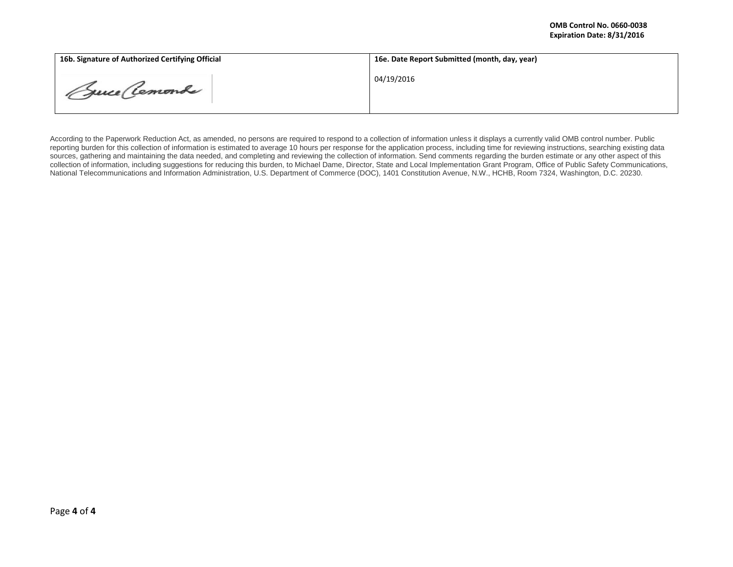**OMB Control No. 0660-0038**
**Expiration Date: 8/31/2016**

| **16b. Signature of Authorized Certifying Official** | **16e. Date Report Submitted (month, day, year)** |
|---|---|
| | 04/19/2016 |

According to the Paperwork Reduction Act, as amended, no persons are required to respond to a collection of information unless it displays a currently valid OMB control number. Public reporting burden for this collection of information is estimated to average 10 hours per response for the application process, including time for reviewing instructions, searching existing data sources, gathering and maintaining the data needed, and completing and reviewing the collection of information. Send comments regarding the burden estimate or any other aspect of this collection of information, including suggestions for reducing this burden, to Michael Dame, Director, State and Local Implementation Grant Program, Office of Public Safety Communications, National Telecommunications and Information Administration, U.S. Department of Commerce (DOC), 1401 Constitution Avenue, N.W., HCHB, Room 7324, Washington, D.C. 20230.